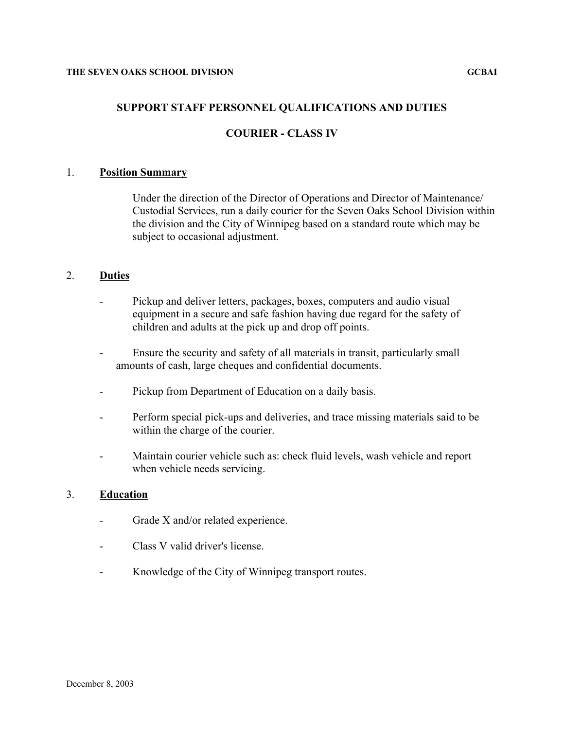THE SEVEN OAKS SCHOOL DIVISION GCBAI

## SUPPORT STAFF PERSONNEL QUALIFICATIONS AND DUTIES

## COURIER - CLASS IV

1. **Position Summary**

   Under the direction of the Director of Operations and Director of Maintenance/ Custodial Services, run a daily courier for the Seven Oaks School Division within the division and the City of Winnipeg based on a standard route which may be subject to occasional adjustment.

2. **Duties**

   - Pickup and deliver letters, packages, boxes, computers and audio visual equipment in a secure and safe fashion having due regard for the safety of children and adults at the pick up and drop off points.
   - Ensure the security and safety of all materials in transit, particularly small amounts of cash, large cheques and confidential documents.
   - Pickup from Department of Education on a daily basis.
   - Perform special pick-ups and deliveries, and trace missing materials said to be within the charge of the courier.
   - Maintain courier vehicle such as: check fluid levels, wash vehicle and report when vehicle needs servicing.

3. **Education**

   - Grade X and/or related experience.
   - Class V valid driver's license.
   - Knowledge of the City of Winnipeg transport routes.

December 8, 2003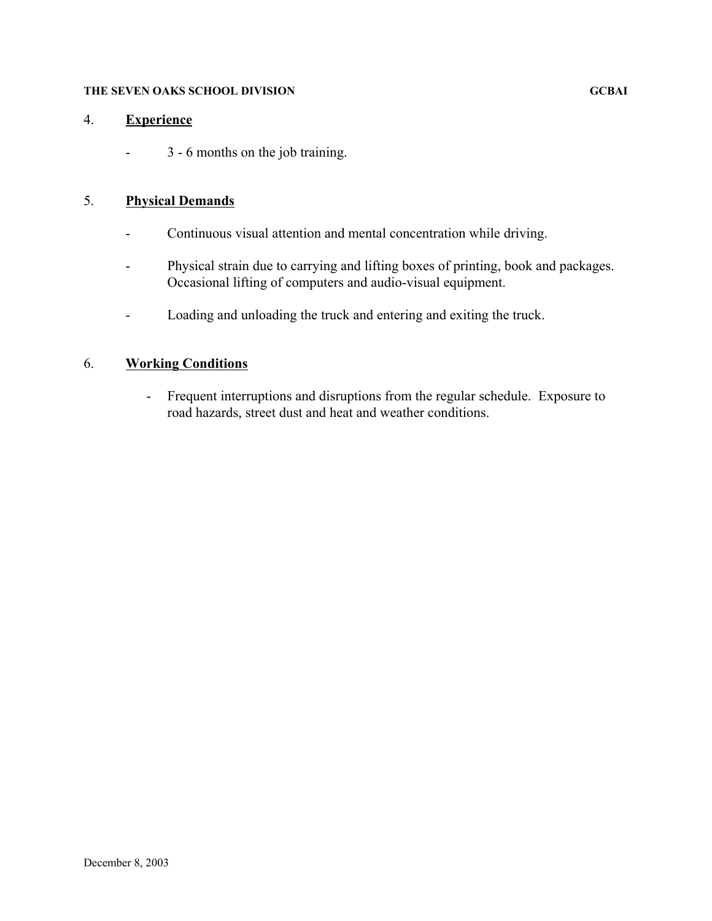4. **Experience**

- 3 - 6 months on the job training.

5. **Physical Demands**

- Continuous visual attention and mental concentration while driving.

- Physical strain due to carrying and lifting boxes of printing, book and packages. Occasional lifting of computers and audio-visual equipment.

- Loading and unloading the truck and entering and exiting the truck.

6. **Working Conditions**

- Frequent interruptions and disruptions from the regular schedule. Exposure to road hazards, street dust and heat and weather conditions.

December 8, 2003